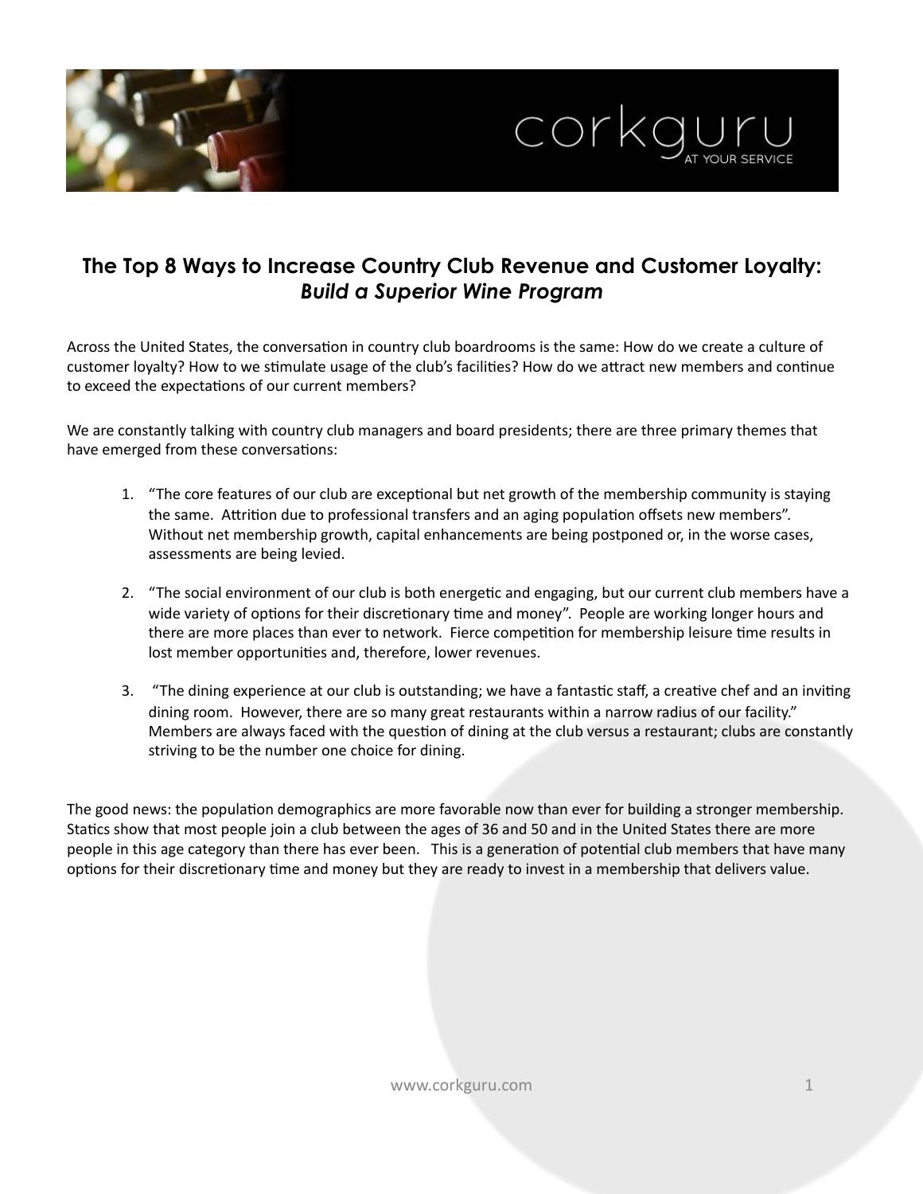# The Top 8 Ways to Increase Country Club Revenue and Customer Loyalty: *Build a Superior Wine Program*

Across the United States, the conversation in country club boardrooms is the same: How do we create a culture of customer loyalty? How to we stimulate usage of the club's facilities? How do we attract new members and continue to exceed the expectations of our current members?

We are constantly talking with country club managers and board presidents; there are three primary themes that have emerged from these conversations:

1. "The core features of our club are exceptional but net growth of the membership community is staying the same. Attrition due to professional transfers and an aging population offsets new members". Without net membership growth, capital enhancements are being postponed or, in the worse cases, assessments are being levied.

2. "The social environment of our club is both energetic and engaging, but our current club members have a wide variety of options for their discretionary time and money". People are working longer hours and there are more places than ever to network. Fierce competition for membership leisure time results in lost member opportunities and, therefore, lower revenues.

3. "The dining experience at our club is outstanding; we have a fantastic staff, a creative chef and an inviting dining room. However, there are so many great restaurants within a narrow radius of our facility." Members are always faced with the question of dining at the club versus a restaurant; clubs are constantly striving to be the number one choice for dining.

The good news: the population demographics are more favorable now than ever for building a stronger membership. Statics show that most people join a club between the ages of 36 and 50 and in the United States there are more people in this age category than there has ever been. This is a generation of potential club members that have many options for their discretionary time and money but they are ready to invest in a membership that delivers value.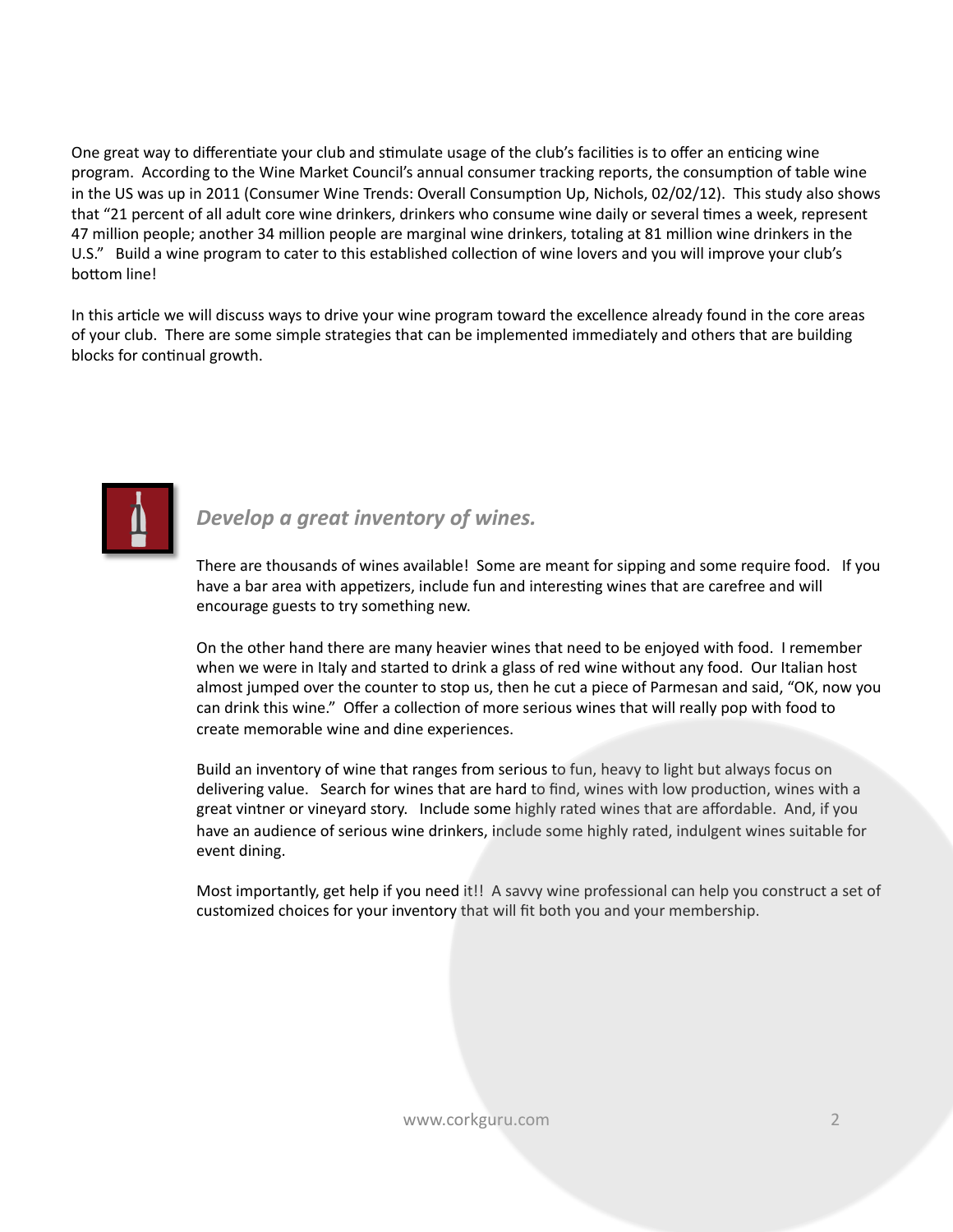One great way to differentiate your club and stimulate usage of the club's facilities is to offer an enticing wine program. According to the Wine Market Council's annual consumer tracking reports, the consumption of table wine in the US was up in 2011 (Consumer Wine Trends: Overall Consumption Up, Nichols, 02/02/12). This study also shows that "21 percent of all adult core wine drinkers, drinkers who consume wine daily or several times a week, represent 47 million people; another 34 million people are marginal wine drinkers, totaling at 81 million wine drinkers in the U.S." Build a wine program to cater to this established collection of wine lovers and you will improve your club's bottom line!

In this article we will discuss ways to drive your wine program toward the excellence already found in the core areas of your club. There are some simple strategies that can be implemented immediately and others that are building blocks for continual growth.

### *Develop a great inventory of wines.*

There are thousands of wines available! Some are meant for sipping and some require food. If you have a bar area with appetizers, include fun and interesting wines that are carefree and will encourage guests to try something new.

On the other hand there are many heavier wines that need to be enjoyed with food. I remember when we were in Italy and started to drink a glass of red wine without any food. Our Italian host almost jumped over the counter to stop us, then he cut a piece of Parmesan and said, "OK, now you can drink this wine." Offer a collection of more serious wines that will really pop with food to create memorable wine and dine experiences.

Build an inventory of wine that ranges from serious to fun, heavy to light but always focus on delivering value. Search for wines that are hard to find, wines with low production, wines with a great vintner or vineyard story. Include some highly rated wines that are affordable. And, if you have an audience of serious wine drinkers, include some highly rated, indulgent wines suitable for event dining.

Most importantly, get help if you need it!! A savvy wine professional can help you construct a set of customized choices for your inventory that will fit both you and your membership.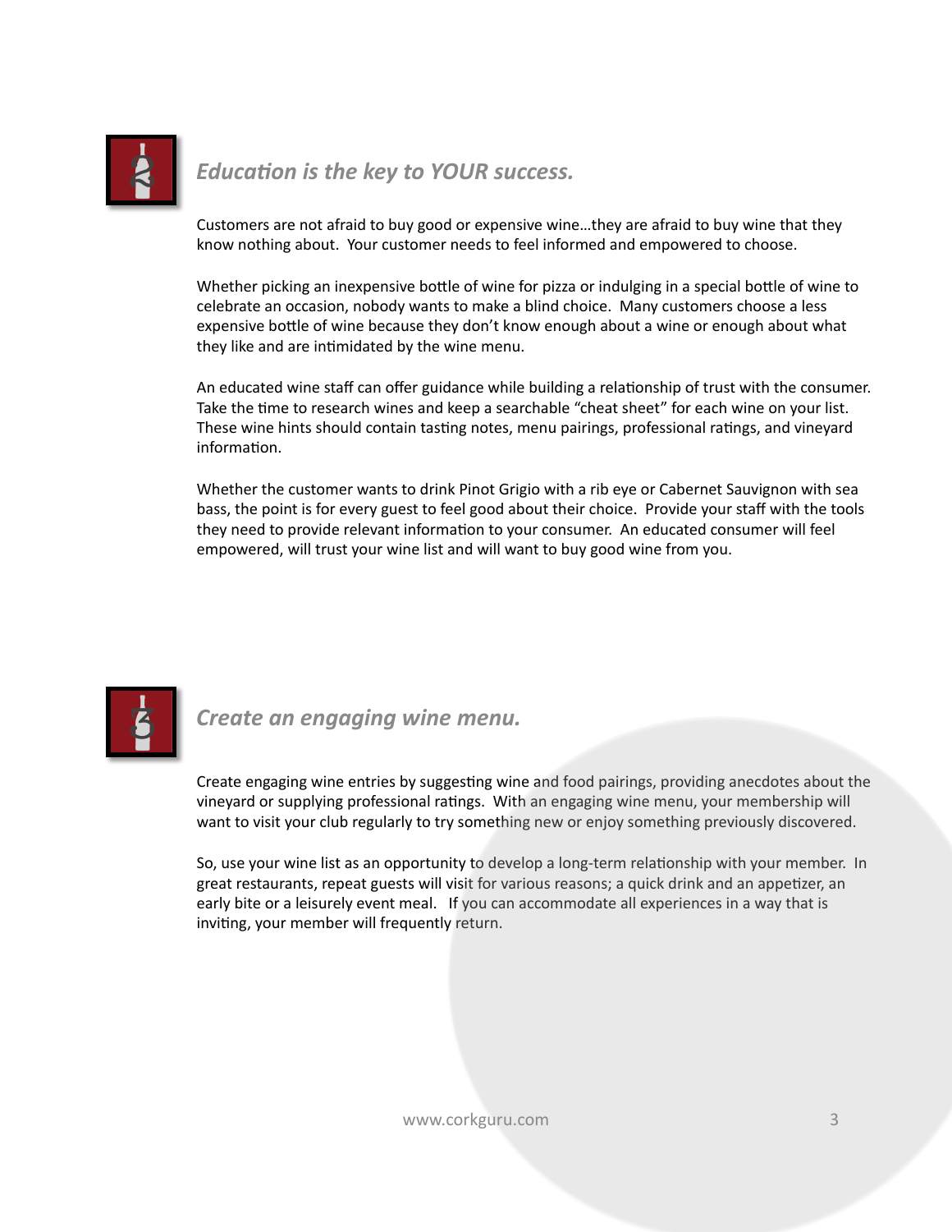## Education is the key to YOUR success.

Customers are not afraid to buy good or expensive wine…they are afraid to buy wine that they know nothing about. Your customer needs to feel informed and empowered to choose.

Whether picking an inexpensive bottle of wine for pizza or indulging in a special bottle of wine to celebrate an occasion, nobody wants to make a blind choice. Many customers choose a less expensive bottle of wine because they don't know enough about a wine or enough about what they like and are intimidated by the wine menu.

An educated wine staff can offer guidance while building a relationship of trust with the consumer. Take the time to research wines and keep a searchable "cheat sheet" for each wine on your list. These wine hints should contain tasting notes, menu pairings, professional ratings, and vineyard information.

Whether the customer wants to drink Pinot Grigio with a rib eye or Cabernet Sauvignon with sea bass, the point is for every guest to feel good about their choice. Provide your staff with the tools they need to provide relevant information to your consumer. An educated consumer will feel empowered, will trust your wine list and will want to buy good wine from you.

## Create an engaging wine menu.

Create engaging wine entries by suggesting wine and food pairings, providing anecdotes about the vineyard or supplying professional ratings. With an engaging wine menu, your membership will want to visit your club regularly to try something new or enjoy something previously discovered.

So, use your wine list as an opportunity to develop a long-term relationship with your member. In great restaurants, repeat guests will visit for various reasons; a quick drink and an appetizer, an early bite or a leisurely event meal. If you can accommodate all experiences in a way that is inviting, your member will frequently return.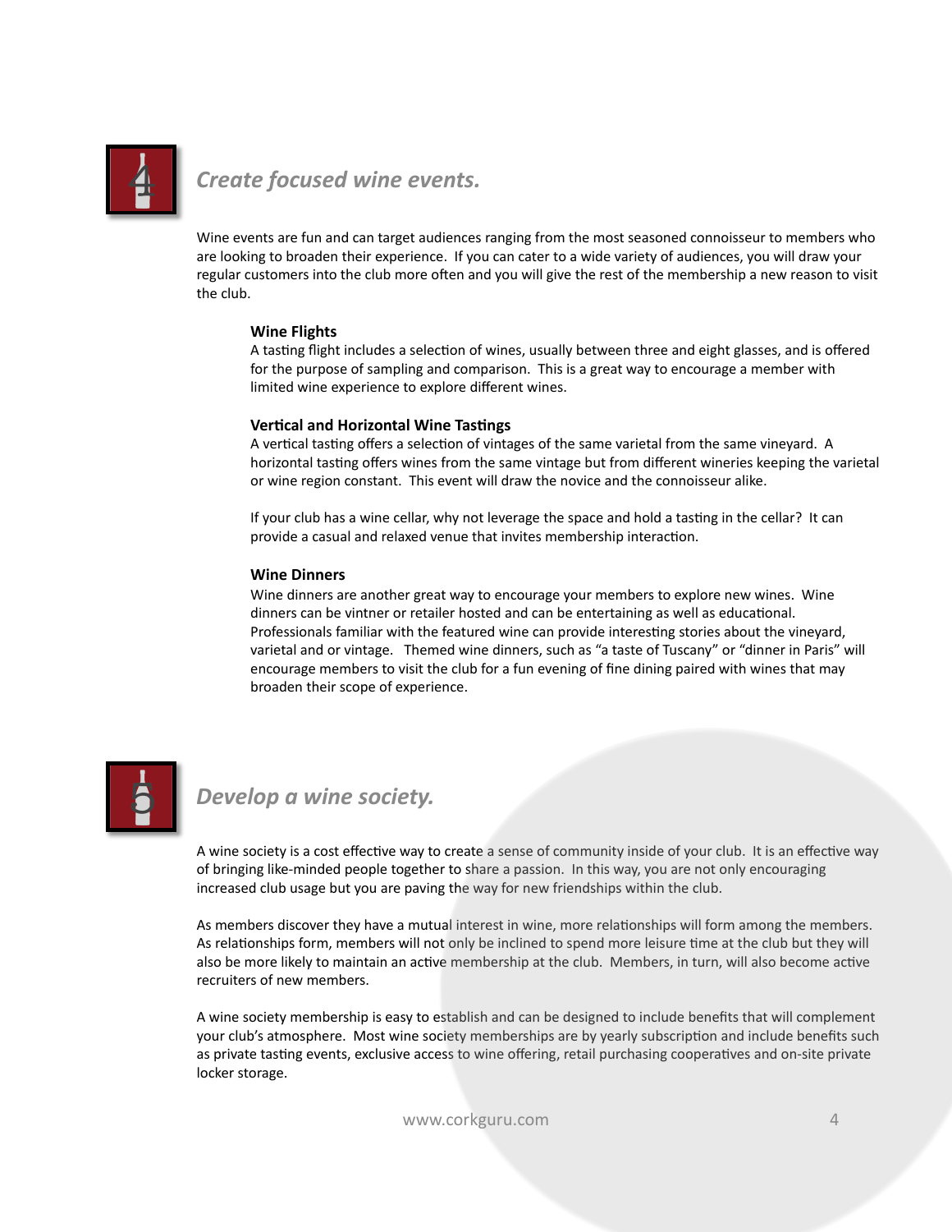## 4 Create focused wine events.

Wine events are fun and can target audiences ranging from the most seasoned connoisseur to members who are looking to broaden their experience. If you can cater to a wide variety of audiences, you will draw your regular customers into the club more often and you will give the rest of the membership a new reason to visit the club.

### Wine Flights

A tasting flight includes a selection of wines, usually between three and eight glasses, and is offered for the purpose of sampling and comparison. This is a great way to encourage a member with limited wine experience to explore different wines.

### Vertical and Horizontal Wine Tastings

A vertical tasting offers a selection of vintages of the same varietal from the same vineyard. A horizontal tasting offers wines from the same vintage but from different wineries keeping the varietal or wine region constant. This event will draw the novice and the connoisseur alike.

If your club has a wine cellar, why not leverage the space and hold a tasting in the cellar? It can provide a casual and relaxed venue that invites membership interaction.

### Wine Dinners

Wine dinners are another great way to encourage your members to explore new wines. Wine dinners can be vintner or retailer hosted and can be entertaining as well as educational. Professionals familiar with the featured wine can provide interesting stories about the vineyard, varietal and or vintage. Themed wine dinners, such as "a taste of Tuscany" or "dinner in Paris" will encourage members to visit the club for a fun evening of fine dining paired with wines that may broaden their scope of experience.

## 5 Develop a wine society.

A wine society is a cost effective way to create a sense of community inside of your club. It is an effective way of bringing like-minded people together to share a passion. In this way, you are not only encouraging increased club usage but you are paving the way for new friendships within the club.

As members discover they have a mutual interest in wine, more relationships will form among the members. As relationships form, members will not only be inclined to spend more leisure time at the club but they will also be more likely to maintain an active membership at the club. Members, in turn, will also become active recruiters of new members.

A wine society membership is easy to establish and can be designed to include benefits that will complement your club's atmosphere. Most wine society memberships are by yearly subscription and include benefits such as private tasting events, exclusive access to wine offering, retail purchasing cooperatives and on-site private locker storage.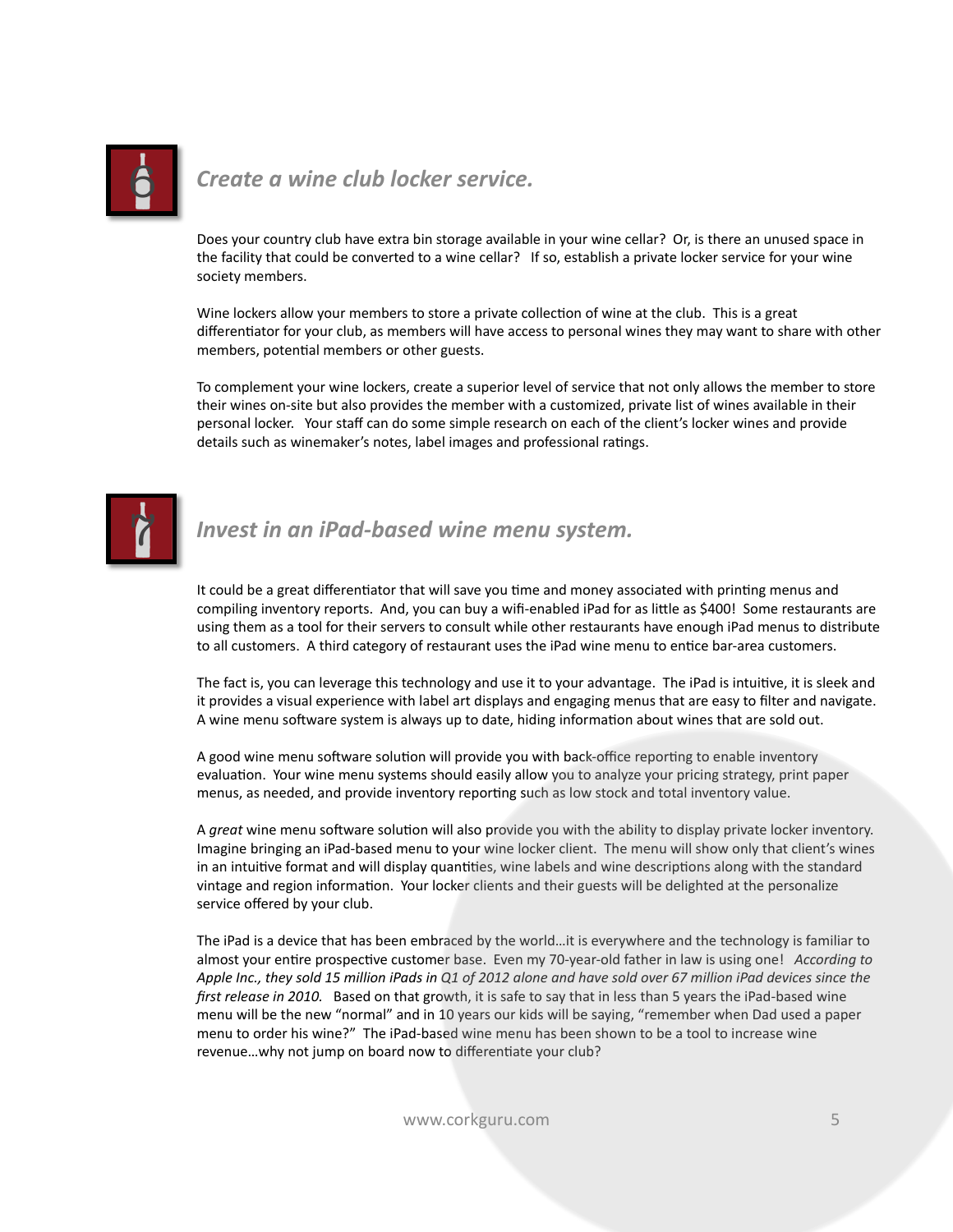## 6 Create a wine club locker service.

Does your country club have extra bin storage available in your wine cellar? Or, is there an unused space in the facility that could be converted to a wine cellar? If so, establish a private locker service for your wine society members.

Wine lockers allow your members to store a private collection of wine at the club. This is a great differentiator for your club, as members will have access to personal wines they may want to share with other members, potential members or other guests.

To complement your wine lockers, create a superior level of service that not only allows the member to store their wines on-site but also provides the member with a customized, private list of wines available in their personal locker. Your staff can do some simple research on each of the client's locker wines and provide details such as winemaker's notes, label images and professional ratings.

## 7 Invest in an iPad-based wine menu system.

It could be a great differentiator that will save you time and money associated with printing menus and compiling inventory reports. And, you can buy a wifi-enabled iPad for as little as $400! Some restaurants are using them as a tool for their servers to consult while other restaurants have enough iPad menus to distribute to all customers. A third category of restaurant uses the iPad wine menu to entice bar-area customers.

The fact is, you can leverage this technology and use it to your advantage. The iPad is intuitive, it is sleek and it provides a visual experience with label art displays and engaging menus that are easy to filter and navigate. A wine menu software system is always up to date, hiding information about wines that are sold out.

A good wine menu software solution will provide you with back-office reporting to enable inventory evaluation. Your wine menu systems should easily allow you to analyze your pricing strategy, print paper menus, as needed, and provide inventory reporting such as low stock and total inventory value.

A *great* wine menu software solution will also provide you with the ability to display private locker inventory. Imagine bringing an iPad-based menu to your wine locker client. The menu will show only that client's wines in an intuitive format and will display quantities, wine labels and wine descriptions along with the standard vintage and region information. Your locker clients and their guests will be delighted at the personalize service offered by your club.

The iPad is a device that has been embraced by the world…it is everywhere and the technology is familiar to almost your entire prospective customer base. Even my 70-year-old father in law is using one! *According to Apple Inc., they sold 15 million iPads in Q1 of 2012 alone and have sold over 67 million iPad devices since the first release in 2010.* Based on that growth, it is safe to say that in less than 5 years the iPad-based wine menu will be the new "normal" and in 10 years our kids will be saying, "remember when Dad used a paper menu to order his wine?" The iPad-based wine menu has been shown to be a tool to increase wine revenue…why not jump on board now to differentiate your club?

www.corkguru.com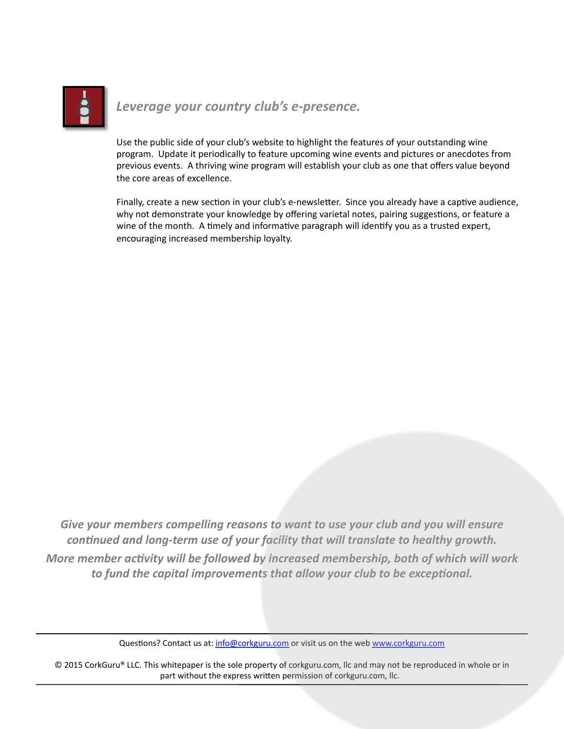## *Leverage your country club's e-presence.*

Use the public side of your club's website to highlight the features of your outstanding wine program. Update it periodically to feature upcoming wine events and pictures or anecdotes from previous events. A thriving wine program will establish your club as one that offers value beyond the core areas of excellence.

Finally, create a new section in your club's e-newsletter. Since you already have a captive audience, why not demonstrate your knowledge by offering varietal notes, pairing suggestions, or feature a wine of the month. A timely and informative paragraph will identify you as a trusted expert, encouraging increased membership loyalty.

***Give your members compelling reasons to want to use your club and you will ensure continued and long-term use of your facility that will translate to healthy growth.***

***More member activity will be followed by increased membership, both of which will work to fund the capital improvements that allow your club to be exceptional.***

---

Questions? Contact us at: info@corkguru.com or visit us on the web www.corkguru.com

© 2015 CorkGuru® LLC. This whitepaper is the sole property of corkguru.com, llc and may not be reproduced in whole or in part without the express written permission of corkguru.com, llc.